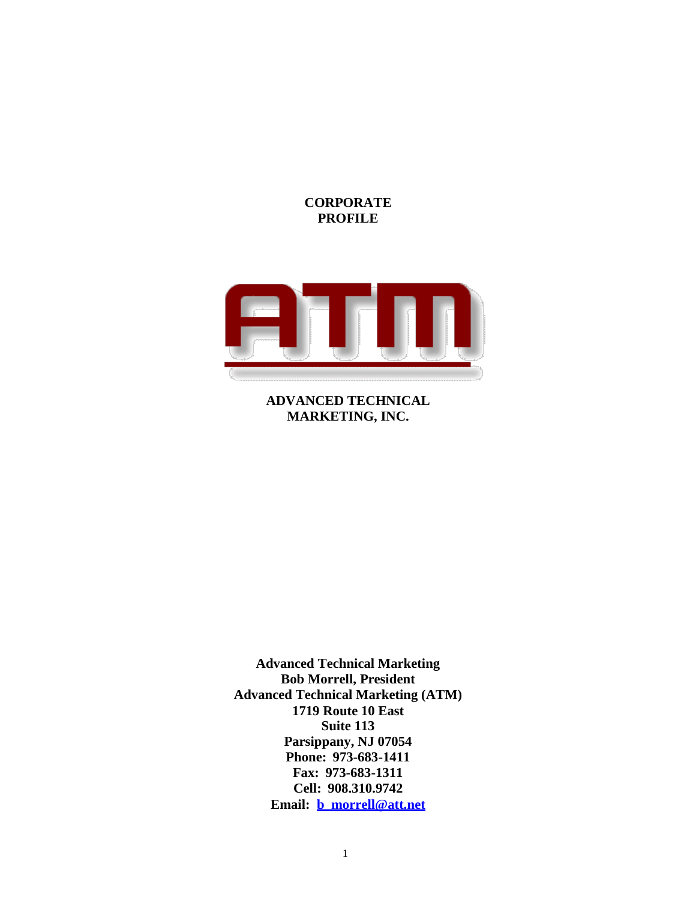# CORPORATE PROFILE

ATM

**ADVANCED TECHNICAL MARKETING, INC.**

**Advanced Technical Marketing**
**Bob Morrell, President**
**Advanced Technical Marketing (ATM)**
**1719 Route 10 East**
**Suite 113**
**Parsippany, NJ 07054**
**Phone: 973-683-1411**
**Fax: 973-683-1311**
**Cell: 908.310.9742**
**Email: b_morrell@att.net**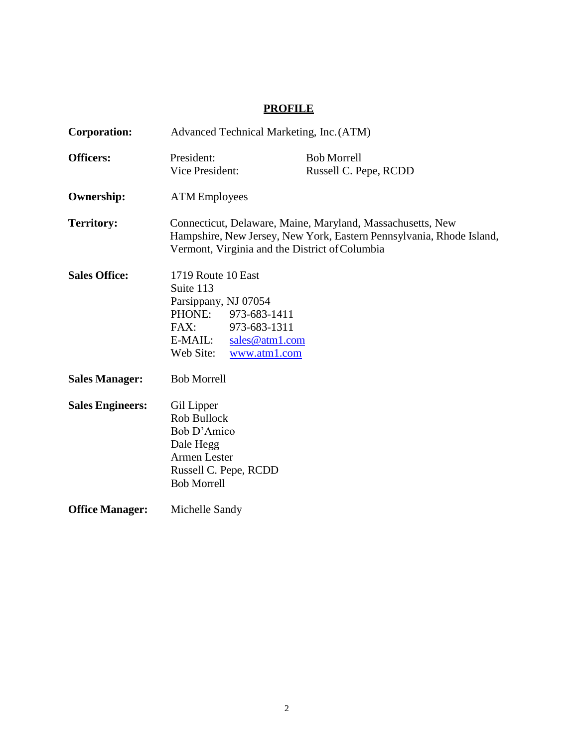# PROFILE

**Corporation:** Advanced Technical Marketing, Inc. (ATM)

**Officers:**

| | |
|---|---|
| President: | Bob Morrell |
| Vice President: | Russell C. Pepe, RCDD |

**Ownership:** ATM Employees

**Territory:** Connecticut, Delaware, Maine, Maryland, Massachusetts, New Hampshire, New Jersey, New York, Eastern Pennsylvania, Rhode Island, Vermont, Virginia and the District of Columbia

**Sales Office:**
1719 Route 10 East
Suite 113
Parsippany, NJ 07054
PHONE: 973-683-1411
FAX: 973-683-1311
E-MAIL: sales@atm1.com
Web Site: www.atm1.com

**Sales Manager:** Bob Morrell

**Sales Engineers:**
Gil Lipper
Rob Bullock
Bob D'Amico
Dale Hegg
Armen Lester
Russell C. Pepe, RCDD
Bob Morrell

**Office Manager:** Michelle Sandy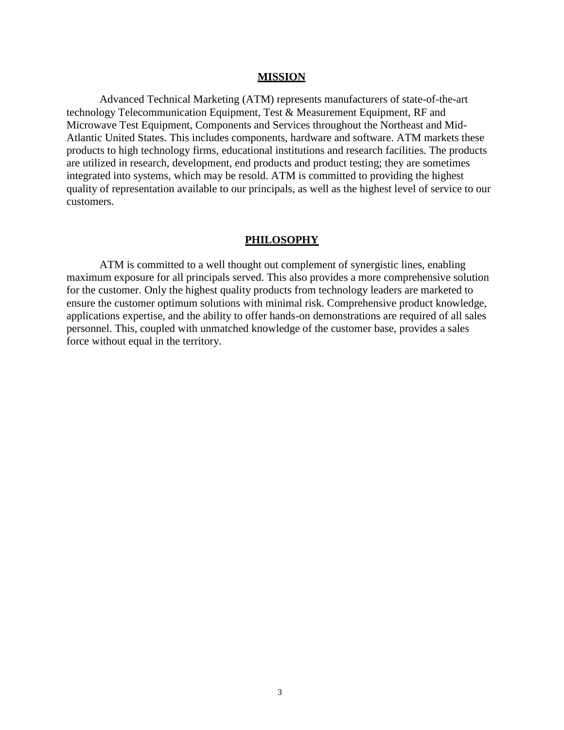## MISSION

Advanced Technical Marketing (ATM) represents manufacturers of state-of-the-art technology Telecommunication Equipment, Test & Measurement Equipment, RF and Microwave Test Equipment, Components and Services throughout the Northeast and Mid-Atlantic United States. This includes components, hardware and software. ATM markets these products to high technology firms, educational institutions and research facilities. The products are utilized in research, development, end products and product testing; they are sometimes integrated into systems, which may be resold. ATM is committed to providing the highest quality of representation available to our principals, as well as the highest level of service to our customers.

## PHILOSOPHY

ATM is committed to a well thought out complement of synergistic lines, enabling maximum exposure for all principals served. This also provides a more comprehensive solution for the customer. Only the highest quality products from technology leaders are marketed to ensure the customer optimum solutions with minimal risk. Comprehensive product knowledge, applications expertise, and the ability to offer hands-on demonstrations are required of all sales personnel. This, coupled with unmatched knowledge of the customer base, provides a sales force without equal in the territory.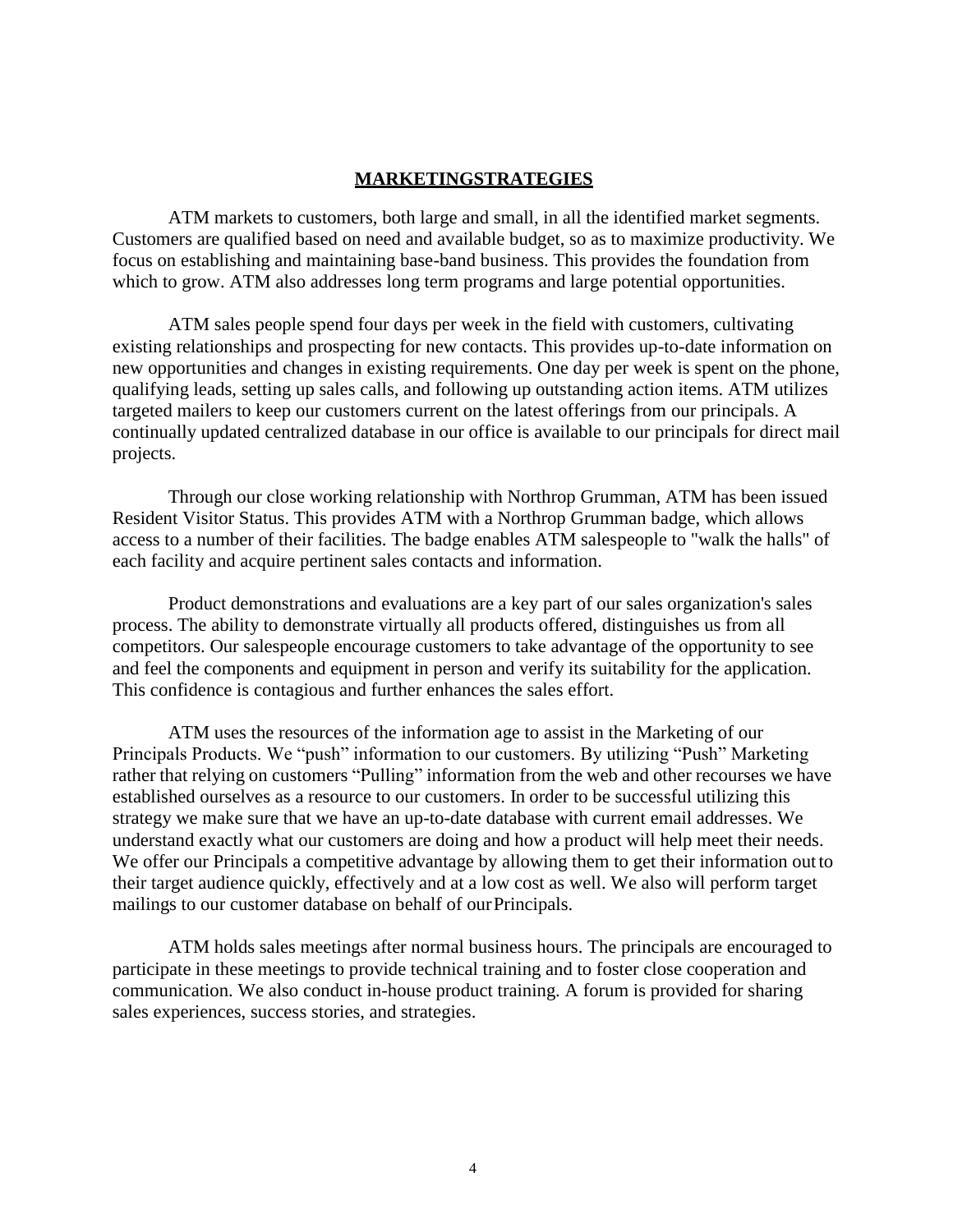## MARKETINGSTRATEGIES

ATM markets to customers, both large and small, in all the identified market segments. Customers are qualified based on need and available budget, so as to maximize productivity. We focus on establishing and maintaining base-band business. This provides the foundation from which to grow. ATM also addresses long term programs and large potential opportunities.

ATM sales people spend four days per week in the field with customers, cultivating existing relationships and prospecting for new contacts. This provides up-to-date information on new opportunities and changes in existing requirements. One day per week is spent on the phone, qualifying leads, setting up sales calls, and following up outstanding action items. ATM utilizes targeted mailers to keep our customers current on the latest offerings from our principals. A continually updated centralized database in our office is available to our principals for direct mail projects.

Through our close working relationship with Northrop Grumman, ATM has been issued Resident Visitor Status. This provides ATM with a Northrop Grumman badge, which allows access to a number of their facilities. The badge enables ATM salespeople to "walk the halls" of each facility and acquire pertinent sales contacts and information.

Product demonstrations and evaluations are a key part of our sales organization's sales process. The ability to demonstrate virtually all products offered, distinguishes us from all competitors. Our salespeople encourage customers to take advantage of the opportunity to see and feel the components and equipment in person and verify its suitability for the application. This confidence is contagious and further enhances the sales effort.

ATM uses the resources of the information age to assist in the Marketing of our Principals Products. We "push" information to our customers. By utilizing "Push" Marketing rather that relying on customers "Pulling" information from the web and other recourses we have established ourselves as a resource to our customers. In order to be successful utilizing this strategy we make sure that we have an up-to-date database with current email addresses. We understand exactly what our customers are doing and how a product will help meet their needs. We offer our Principals a competitive advantage by allowing them to get their information out to their target audience quickly, effectively and at a low cost as well. We also will perform target mailings to our customer database on behalf of our Principals.

ATM holds sales meetings after normal business hours. The principals are encouraged to participate in these meetings to provide technical training and to foster close cooperation and communication. We also conduct in-house product training. A forum is provided for sharing sales experiences, success stories, and strategies.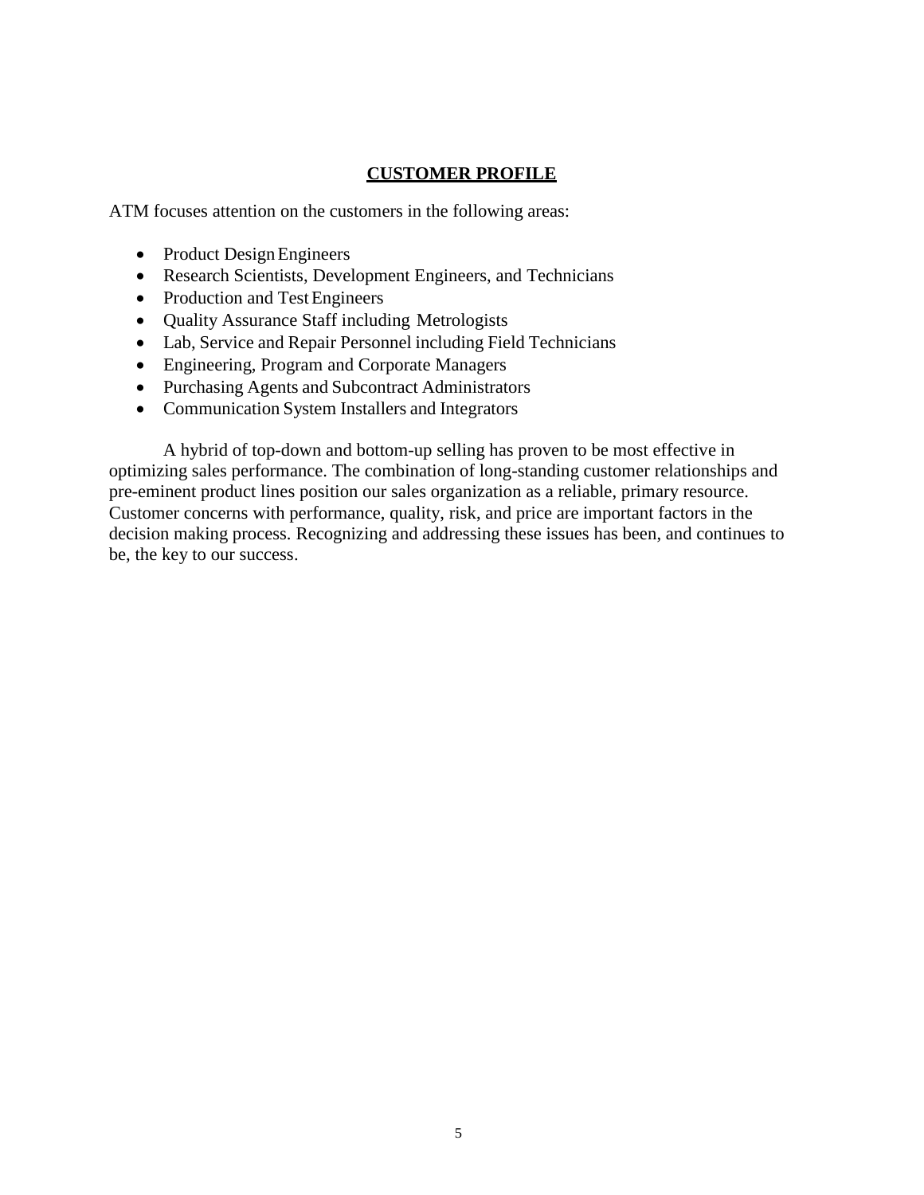## CUSTOMER PROFILE

ATM focuses attention on the customers in the following areas:

- Product Design Engineers
- Research Scientists, Development Engineers, and Technicians
- Production and Test Engineers
- Quality Assurance Staff including Metrologists
- Lab, Service and Repair Personnel including Field Technicians
- Engineering, Program and Corporate Managers
- Purchasing Agents and Subcontract Administrators
- Communication System Installers and Integrators

A hybrid of top-down and bottom-up selling has proven to be most effective in optimizing sales performance. The combination of long-standing customer relationships and pre-eminent product lines position our sales organization as a reliable, primary resource. Customer concerns with performance, quality, risk, and price are important factors in the decision making process. Recognizing and addressing these issues has been, and continues to be, the key to our success.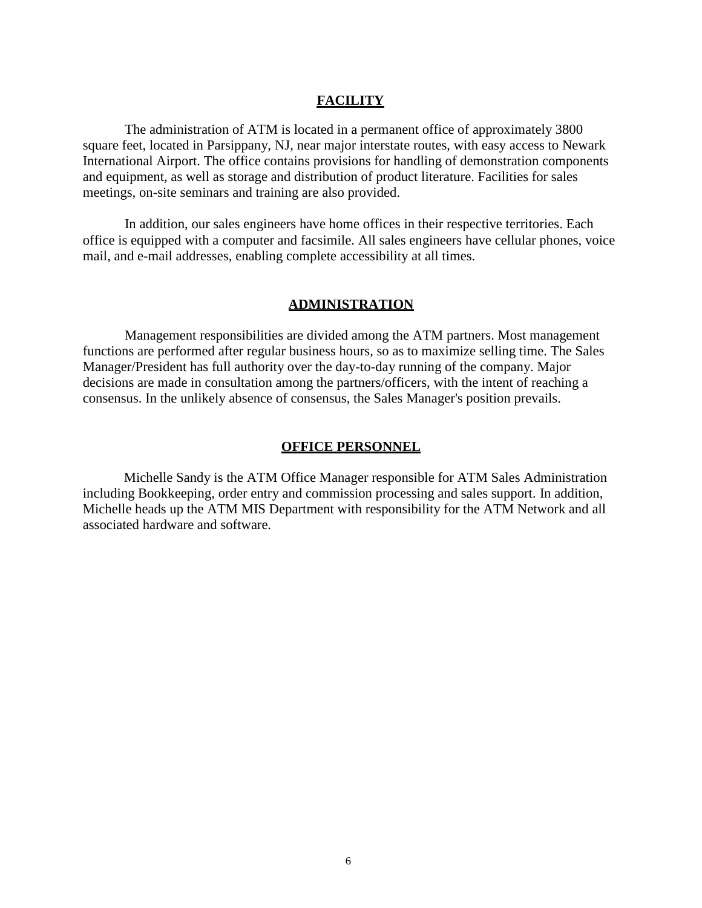## FACILITY

The administration of ATM is located in a permanent office of approximately 3800 square feet, located in Parsippany, NJ, near major interstate routes, with easy access to Newark International Airport. The office contains provisions for handling of demonstration components and equipment, as well as storage and distribution of product literature. Facilities for sales meetings, on-site seminars and training are also provided.

In addition, our sales engineers have home offices in their respective territories. Each office is equipped with a computer and facsimile. All sales engineers have cellular phones, voice mail, and e-mail addresses, enabling complete accessibility at all times.

## ADMINISTRATION

Management responsibilities are divided among the ATM partners. Most management functions are performed after regular business hours, so as to maximize selling time. The Sales Manager/President has full authority over the day-to-day running of the company. Major decisions are made in consultation among the partners/officers, with the intent of reaching a consensus. In the unlikely absence of consensus, the Sales Manager's position prevails.

## OFFICE PERSONNEL

Michelle Sandy is the ATM Office Manager responsible for ATM Sales Administration including Bookkeeping, order entry and commission processing and sales support. In addition, Michelle heads up the ATM MIS Department with responsibility for the ATM Network and all associated hardware and software.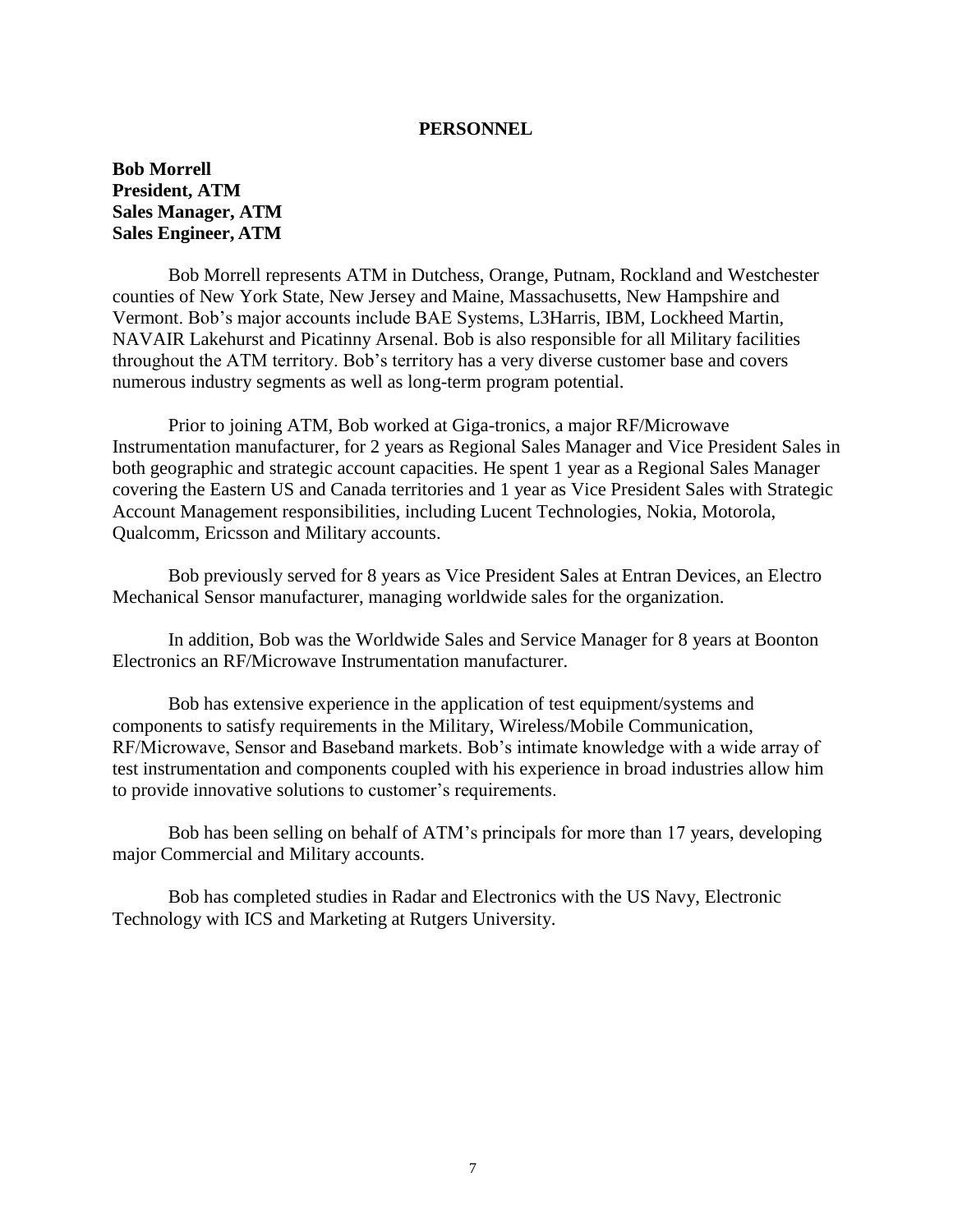## PERSONNEL

**Bob Morrell**
**President, ATM**
**Sales Manager, ATM**
**Sales Engineer, ATM**

Bob Morrell represents ATM in Dutchess, Orange, Putnam, Rockland and Westchester counties of New York State, New Jersey and Maine, Massachusetts, New Hampshire and Vermont. Bob's major accounts include BAE Systems, L3Harris, IBM, Lockheed Martin, NAVAIR Lakehurst and Picatinny Arsenal. Bob is also responsible for all Military facilities throughout the ATM territory. Bob's territory has a very diverse customer base and covers numerous industry segments as well as long-term program potential.

Prior to joining ATM, Bob worked at Giga-tronics, a major RF/Microwave Instrumentation manufacturer, for 2 years as Regional Sales Manager and Vice President Sales in both geographic and strategic account capacities. He spent 1 year as a Regional Sales Manager covering the Eastern US and Canada territories and 1 year as Vice President Sales with Strategic Account Management responsibilities, including Lucent Technologies, Nokia, Motorola, Qualcomm, Ericsson and Military accounts.

Bob previously served for 8 years as Vice President Sales at Entran Devices, an Electro Mechanical Sensor manufacturer, managing worldwide sales for the organization.

In addition, Bob was the Worldwide Sales and Service Manager for 8 years at Boonton Electronics an RF/Microwave Instrumentation manufacturer.

Bob has extensive experience in the application of test equipment/systems and components to satisfy requirements in the Military, Wireless/Mobile Communication, RF/Microwave, Sensor and Baseband markets. Bob's intimate knowledge with a wide array of test instrumentation and components coupled with his experience in broad industries allow him to provide innovative solutions to customer's requirements.

Bob has been selling on behalf of ATM's principals for more than 17 years, developing major Commercial and Military accounts.

Bob has completed studies in Radar and Electronics with the US Navy, Electronic Technology with ICS and Marketing at Rutgers University.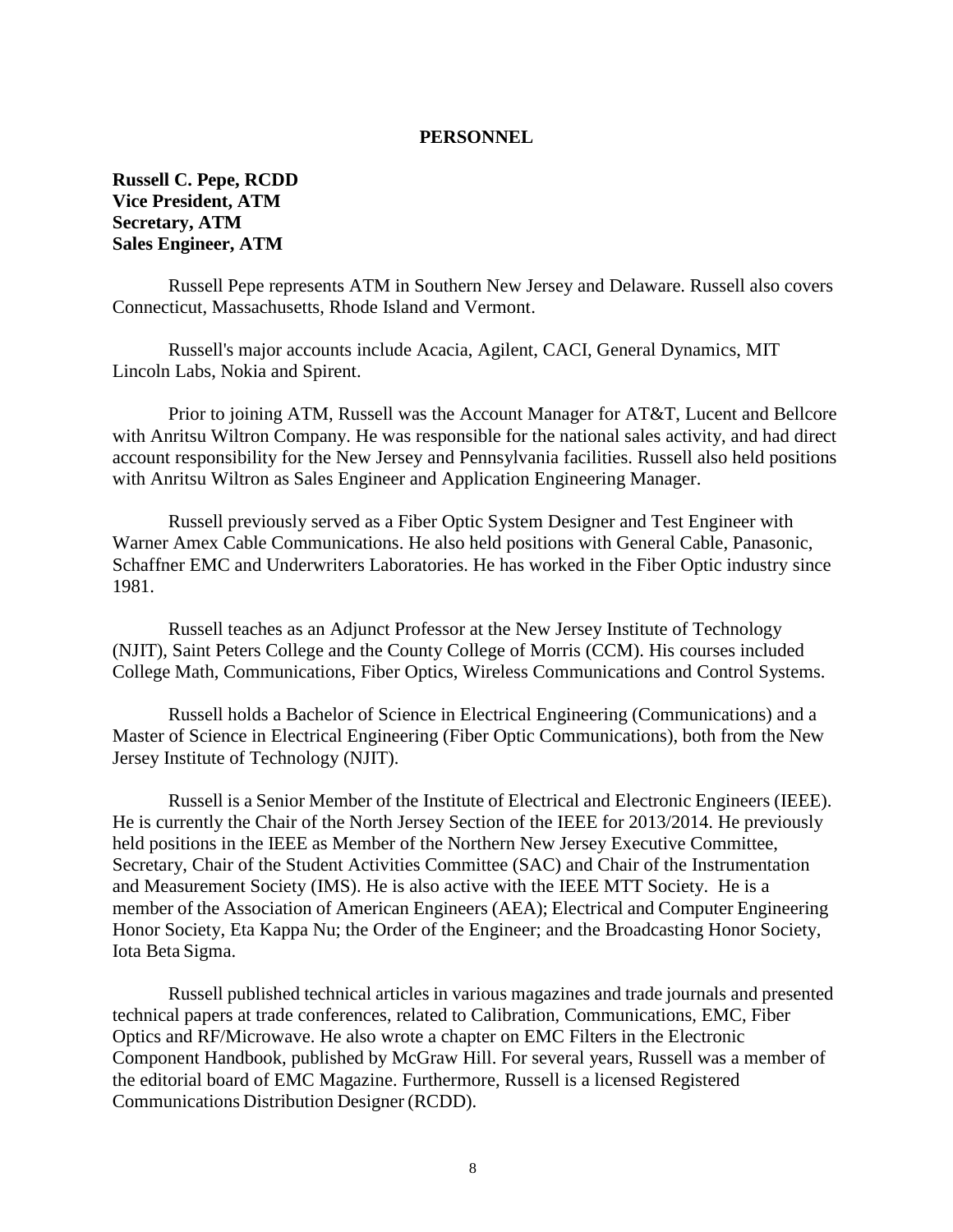# PERSONNEL

**Russell C. Pepe, RCDD**
**Vice President, ATM**
**Secretary, ATM**
**Sales Engineer, ATM**

Russell Pepe represents ATM in Southern New Jersey and Delaware. Russell also covers Connecticut, Massachusetts, Rhode Island and Vermont.

Russell's major accounts include Acacia, Agilent, CACI, General Dynamics, MIT Lincoln Labs, Nokia and Spirent.

Prior to joining ATM, Russell was the Account Manager for AT&T, Lucent and Bellcore with Anritsu Wiltron Company. He was responsible for the national sales activity, and had direct account responsibility for the New Jersey and Pennsylvania facilities. Russell also held positions with Anritsu Wiltron as Sales Engineer and Application Engineering Manager.

Russell previously served as a Fiber Optic System Designer and Test Engineer with Warner Amex Cable Communications. He also held positions with General Cable, Panasonic, Schaffner EMC and Underwriters Laboratories. He has worked in the Fiber Optic industry since 1981.

Russell teaches as an Adjunct Professor at the New Jersey Institute of Technology (NJIT), Saint Peters College and the County College of Morris (CCM). His courses included College Math, Communications, Fiber Optics, Wireless Communications and Control Systems.

Russell holds a Bachelor of Science in Electrical Engineering (Communications) and a Master of Science in Electrical Engineering (Fiber Optic Communications), both from the New Jersey Institute of Technology (NJIT).

Russell is a Senior Member of the Institute of Electrical and Electronic Engineers (IEEE). He is currently the Chair of the North Jersey Section of the IEEE for 2013/2014. He previously held positions in the IEEE as Member of the Northern New Jersey Executive Committee, Secretary, Chair of the Student Activities Committee (SAC) and Chair of the Instrumentation and Measurement Society (IMS). He is also active with the IEEE MTT Society. He is a member of the Association of American Engineers (AEA); Electrical and Computer Engineering Honor Society, Eta Kappa Nu; the Order of the Engineer; and the Broadcasting Honor Society, Iota Beta Sigma.

Russell published technical articles in various magazines and trade journals and presented technical papers at trade conferences, related to Calibration, Communications, EMC, Fiber Optics and RF/Microwave. He also wrote a chapter on EMC Filters in the Electronic Component Handbook, published by McGraw Hill. For several years, Russell was a member of the editorial board of EMC Magazine. Furthermore, Russell is a licensed Registered Communications Distribution Designer (RCDD).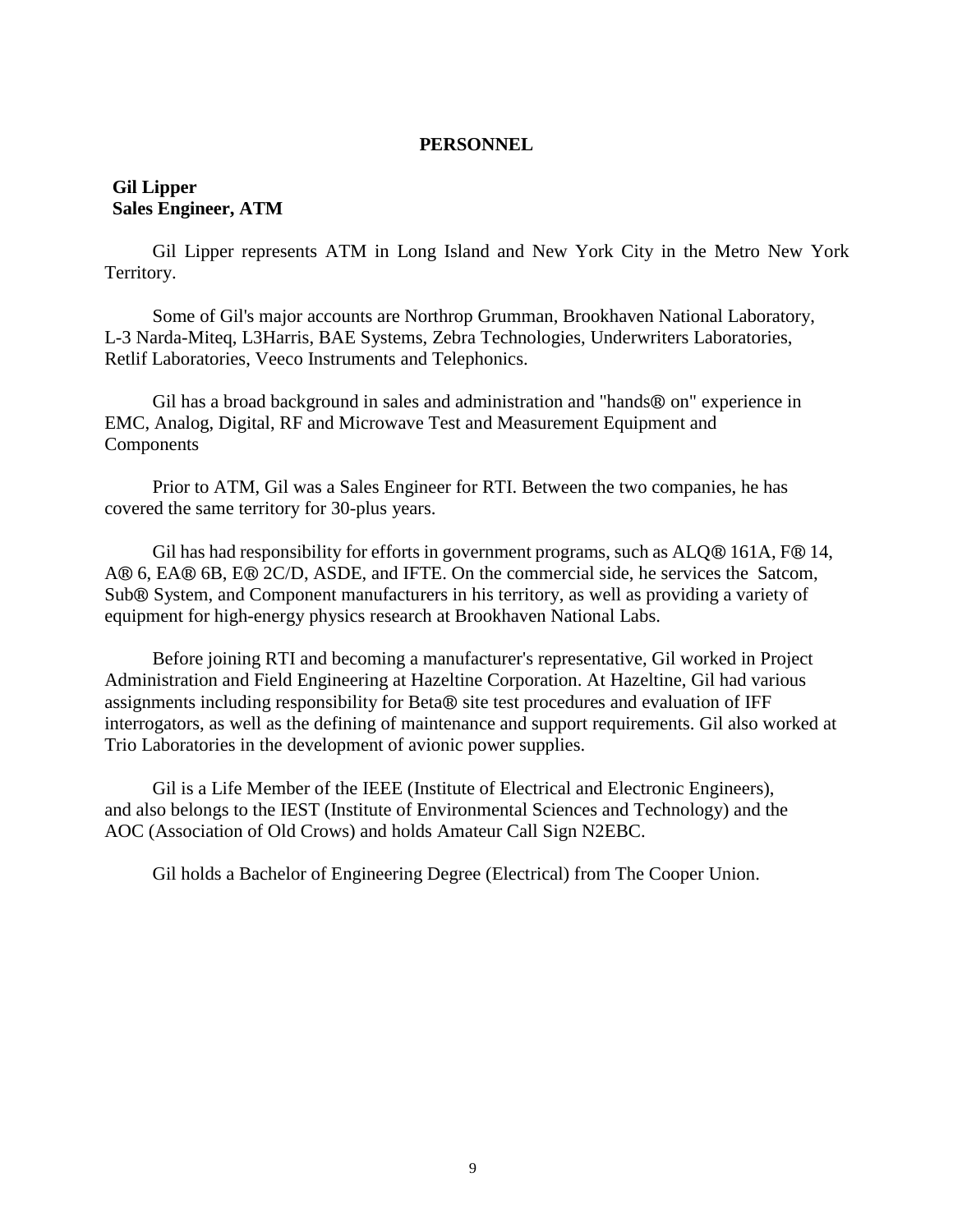## PERSONNEL

**Gil Lipper**
**Sales Engineer, ATM**

Gil Lipper represents ATM in Long Island and New York City in the Metro New York Territory.

Some of Gil's major accounts are Northrop Grumman, Brookhaven National Laboratory, L-3 Narda-Miteq, L3Harris, BAE Systems, Zebra Technologies, Underwriters Laboratories, Retlif Laboratories, Veeco Instruments and Telephonics.

Gil has a broad background in sales and administration and "hands® on" experience in EMC, Analog, Digital, RF and Microwave Test and Measurement Equipment and Components

Prior to ATM, Gil was a Sales Engineer for RTI. Between the two companies, he has covered the same territory for 30-plus years.

Gil has had responsibility for efforts in government programs, such as ALQ® 161A, F® 14, A® 6, EA® 6B, E® 2C/D, ASDE, and IFTE. On the commercial side, he services the Satcom, Sub® System, and Component manufacturers in his territory, as well as providing a variety of equipment for high-energy physics research at Brookhaven National Labs.

Before joining RTI and becoming a manufacturer's representative, Gil worked in Project Administration and Field Engineering at Hazeltine Corporation. At Hazeltine, Gil had various assignments including responsibility for Beta® site test procedures and evaluation of IFF interrogators, as well as the defining of maintenance and support requirements. Gil also worked at Trio Laboratories in the development of avionic power supplies.

Gil is a Life Member of the IEEE (Institute of Electrical and Electronic Engineers), and also belongs to the IEST (Institute of Environmental Sciences and Technology) and the AOC (Association of Old Crows) and holds Amateur Call Sign N2EBC.

Gil holds a Bachelor of Engineering Degree (Electrical) from The Cooper Union.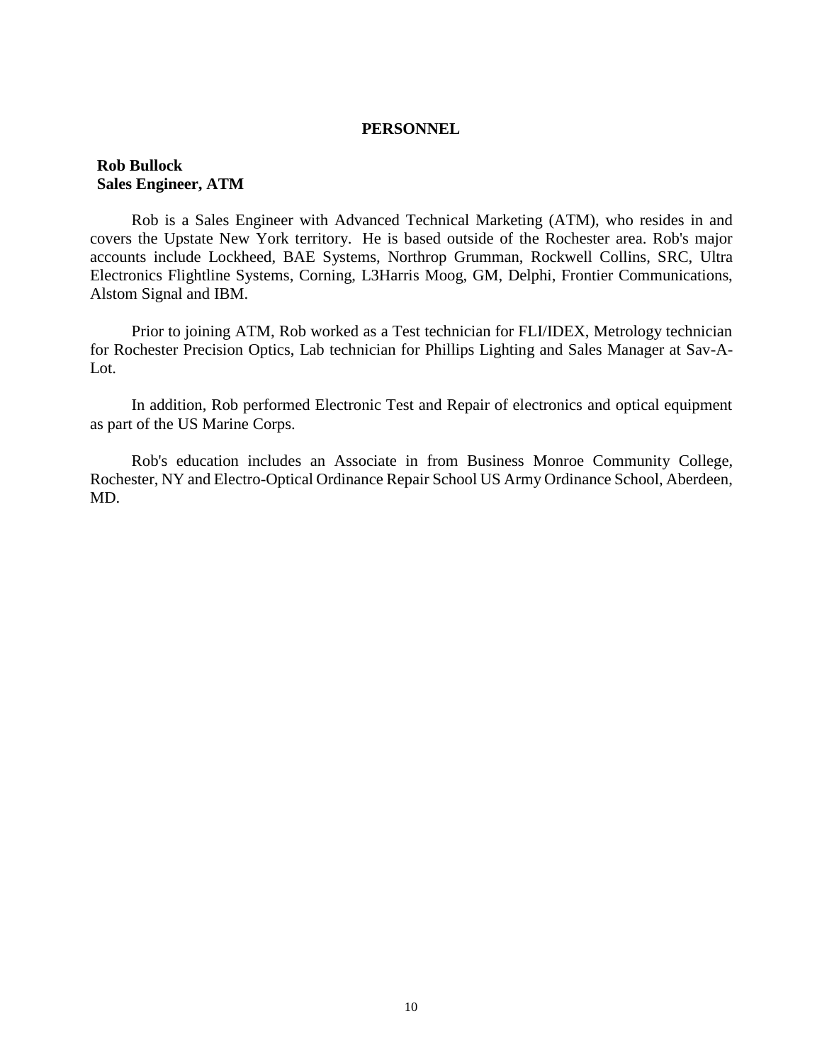# PERSONNEL

**Rob Bullock**
**Sales Engineer, ATM**

Rob is a Sales Engineer with Advanced Technical Marketing (ATM), who resides in and covers the Upstate New York territory. He is based outside of the Rochester area. Rob's major accounts include Lockheed, BAE Systems, Northrop Grumman, Rockwell Collins, SRC, Ultra Electronics Flightline Systems, Corning, L3Harris Moog, GM, Delphi, Frontier Communications, Alstom Signal and IBM.

Prior to joining ATM, Rob worked as a Test technician for FLI/IDEX, Metrology technician for Rochester Precision Optics, Lab technician for Phillips Lighting and Sales Manager at Sav-A-Lot.

In addition, Rob performed Electronic Test and Repair of electronics and optical equipment as part of the US Marine Corps.

Rob's education includes an Associate in from Business Monroe Community College, Rochester, NY and Electro-Optical Ordinance Repair School US Army Ordinance School, Aberdeen, MD.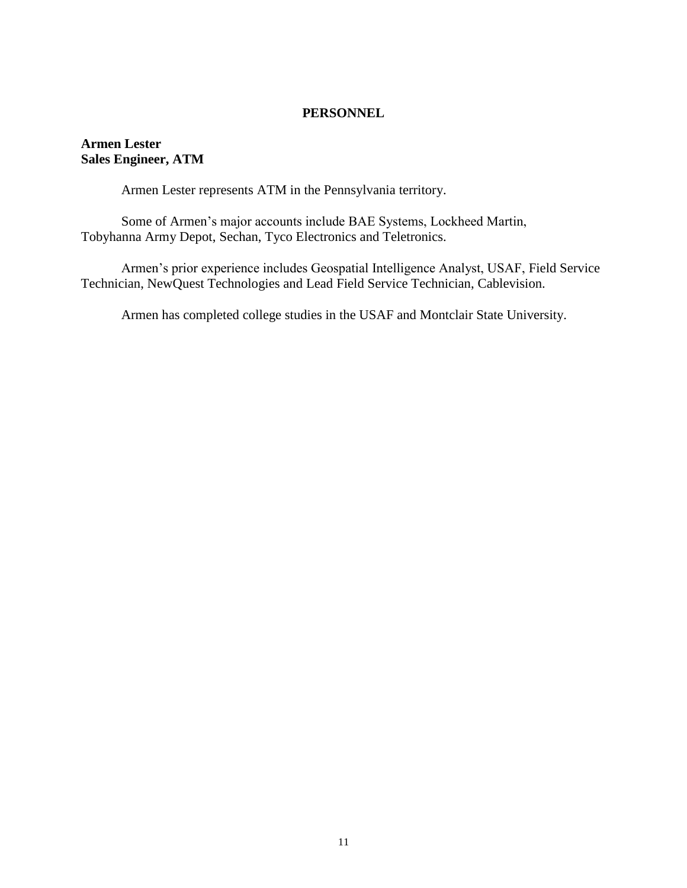## PERSONNEL

**Armen Lester**
**Sales Engineer, ATM**

Armen Lester represents ATM in the Pennsylvania territory.

Some of Armen's major accounts include BAE Systems, Lockheed Martin, Tobyhanna Army Depot, Sechan, Tyco Electronics and Teletronics.

Armen's prior experience includes Geospatial Intelligence Analyst, USAF, Field Service Technician, NewQuest Technologies and Lead Field Service Technician, Cablevision.

Armen has completed college studies in the USAF and Montclair State University.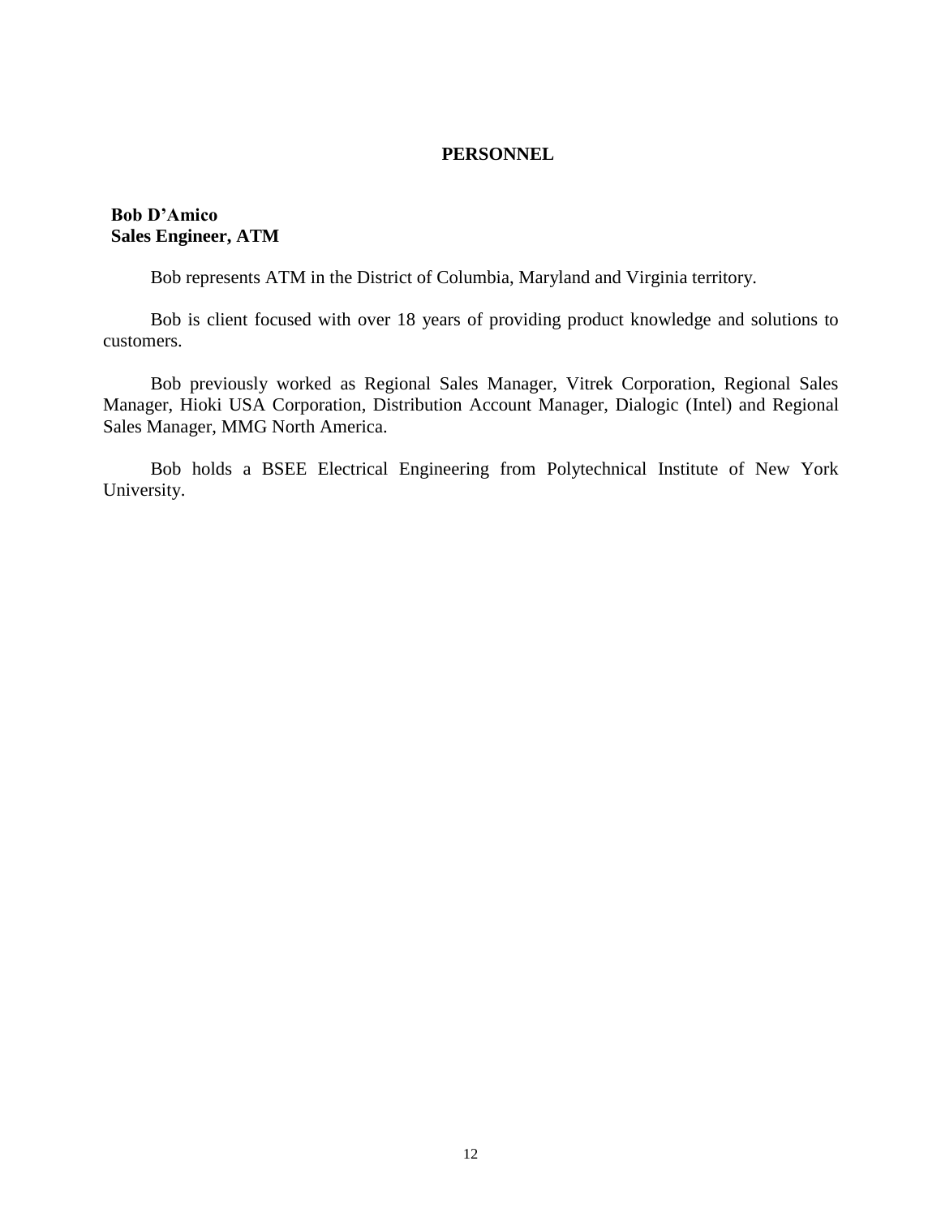## PERSONNEL

**Bob D'Amico**
**Sales Engineer, ATM**

Bob represents ATM in the District of Columbia, Maryland and Virginia territory.

Bob is client focused with over 18 years of providing product knowledge and solutions to customers.

Bob previously worked as Regional Sales Manager, Vitrek Corporation, Regional Sales Manager, Hioki USA Corporation, Distribution Account Manager, Dialogic (Intel) and Regional Sales Manager, MMG North America.

Bob holds a BSEE Electrical Engineering from Polytechnical Institute of New York University.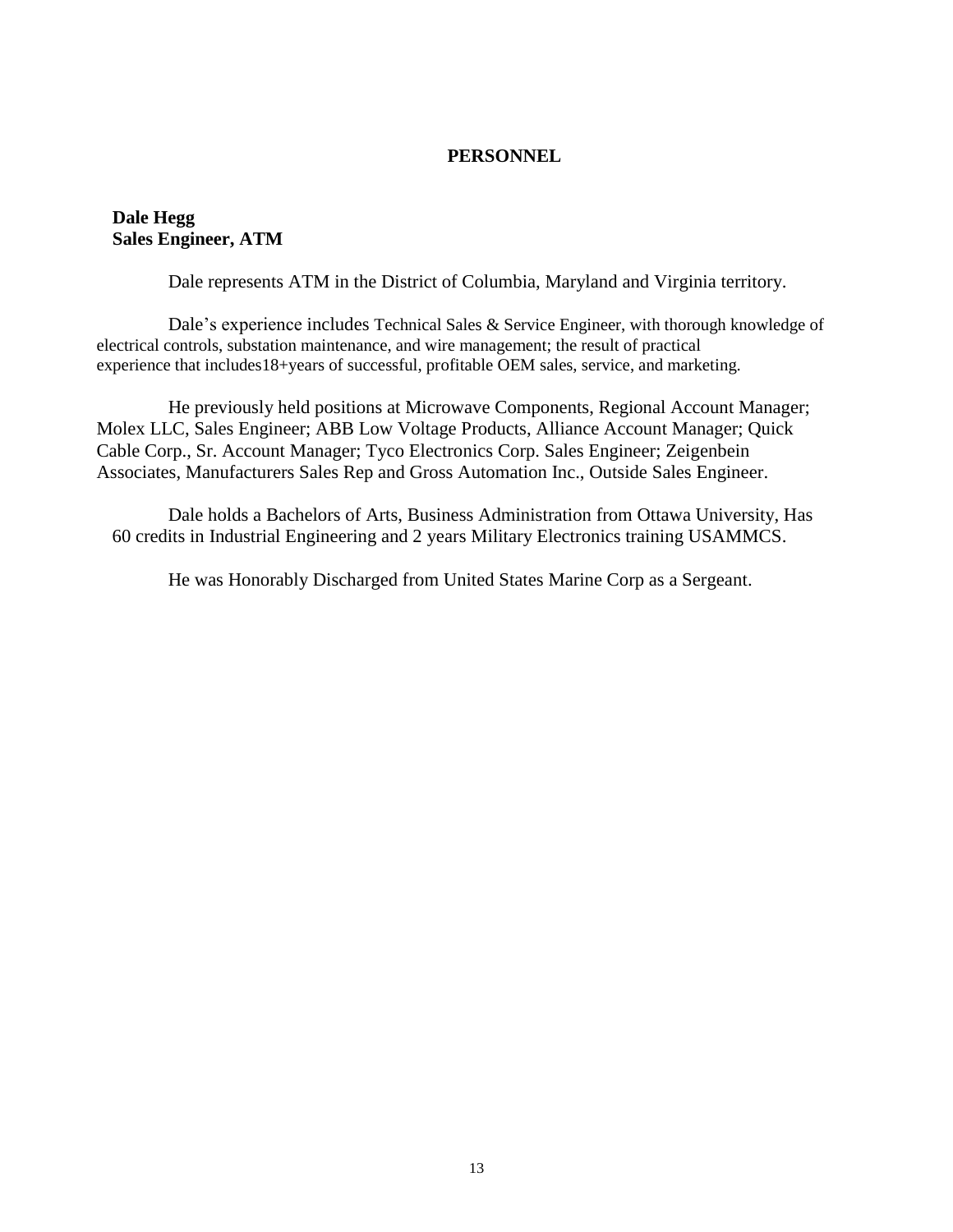# PERSONNEL

**Dale Hegg**
**Sales Engineer, ATM**

Dale represents ATM in the District of Columbia, Maryland and Virginia territory.

Dale's experience includes Technical Sales & Service Engineer, with thorough knowledge of electrical controls, substation maintenance, and wire management; the result of practical experience that includes18+years of successful, profitable OEM sales, service, and marketing.

He previously held positions at Microwave Components, Regional Account Manager; Molex LLC, Sales Engineer; ABB Low Voltage Products, Alliance Account Manager; Quick Cable Corp., Sr. Account Manager; Tyco Electronics Corp. Sales Engineer; Zeigenbein Associates, Manufacturers Sales Rep and Gross Automation Inc., Outside Sales Engineer.

Dale holds a Bachelors of Arts, Business Administration from Ottawa University, Has 60 credits in Industrial Engineering and 2 years Military Electronics training USAMMCS.

He was Honorably Discharged from United States Marine Corp as a Sergeant.